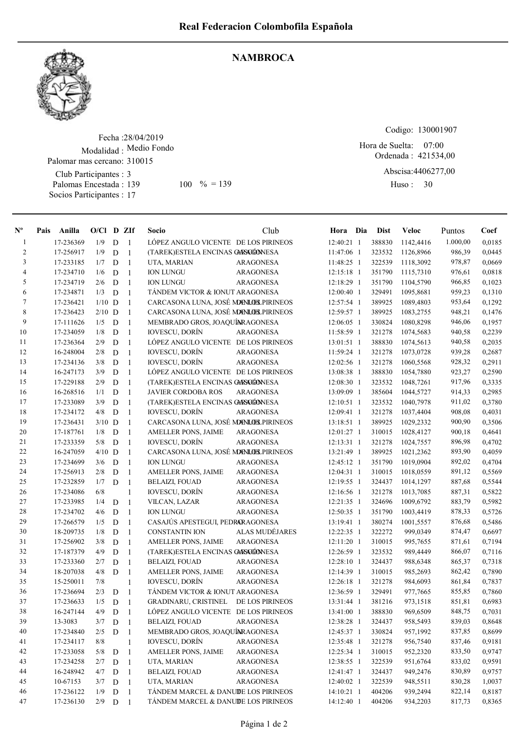# Real Federacion Colombofila Española

## NAMBROCA

Fecha :28/04/2019
Modalidad : Medio Fondo
Palomar mas cercano: 310015
Club Participantes : 3
Palomas Encestada : 139 100 % = 139
Socios Participantes : 17

Codigo: 130001907
Hora de Suelta: 07:00
Ordenada : 421534,00
Abscisa:4406277,00
Huso : 30

| Nº | Pais | Anilla | O/Cl | D | ZIf | Socio | Club | Hora | Dia | Dist | Veloc | Puntos | Coef |
|---|---|---|---|---|---|---|---|---|---|---|---|---|---|
| 1 | | 17-236369 | 1/9 | D | 1 | LÓPEZ ANGULO VICENTE | DE LOS PIRINEOS | 12:40:21 | 1 | 388830 | 1142,4416 | 1.000,00 | 0,0185 |
| 2 | | 17-256917 | 1/9 | D | 1 | (TAREK)ESTELA ENCINAS GASCÓN | ARAGONESA | 11:47:06 | 1 | 323532 | 1126,8966 | 986,39 | 0,0445 |
| 3 | | 17-233185 | 1/7 | D | 1 | UTA, MARIAN | ARAGONESA | 11:48:25 | 1 | 322539 | 1118,3092 | 978,87 | 0,0669 |
| 4 | | 17-234710 | 1/6 | D | 1 | ION LUNGU | ARAGONESA | 12:15:18 | 1 | 351790 | 1115,7310 | 976,61 | 0,0818 |
| 5 | | 17-234719 | 2/6 | D | 1 | ION LUNGU | ARAGONESA | 12:18:29 | 1 | 351790 | 1104,5790 | 966,85 | 0,1023 |
| 6 | | 17-234871 | 1/3 | D | 1 | TÁNDEM VICTOR & IONUT | ARAGONESA | 12:00:40 | 1 | 329491 | 1095,8681 | 959,23 | 0,1310 |
| 7 | | 17-236421 | 1/10 | D | 1 | CARCASONA LUNA, JOSÉ MANUEL | DE LOS PIRINEOS | 12:57:54 | 1 | 389925 | 1089,4803 | 953,64 | 0,1292 |
| 8 | | 17-236423 | 2/10 | D | 1 | CARCASONA LUNA, JOSÉ MANUEL | DE LOS PIRINEOS | 12:59:57 | 1 | 389925 | 1083,2755 | 948,21 | 0,1476 |
| 9 | | 17-111626 | 1/5 | D | 1 | MEMBRADO GROS, JOAQUÍN | ARAGONESA | 12:06:05 | 1 | 330824 | 1080,8298 | 946,06 | 0,1957 |
| 10 | | 17-234059 | 1/8 | D | 1 | IOVESCU, DORÍN | ARAGONESA | 11:58:59 | 1 | 321278 | 1074,5683 | 940,58 | 0,2239 |
| 11 | | 17-236364 | 2/9 | D | 1 | LÓPEZ ANGULO VICENTE | DE LOS PIRINEOS | 13:01:51 | 1 | 388830 | 1074,5613 | 940,58 | 0,2035 |
| 12 | | 16-248004 | 2/8 | D | 1 | IOVESCU, DORÍN | ARAGONESA | 11:59:24 | 1 | 321278 | 1073,0728 | 939,28 | 0,2687 |
| 13 | | 17-234136 | 3/8 | D | 1 | IOVESCU, DORÍN | ARAGONESA | 12:02:56 | 1 | 321278 | 1060,5568 | 928,32 | 0,2911 |
| 14 | | 16-247173 | 3/9 | D | 1 | LÓPEZ ANGULO VICENTE | DE LOS PIRINEOS | 13:08:38 | 1 | 388830 | 1054,7880 | 923,27 | 0,2590 |
| 15 | | 17-229188 | 2/9 | D | 1 | (TAREK)ESTELA ENCINAS GASCÓN | ARAGONESA | 12:08:30 | 1 | 323532 | 1048,7261 | 917,96 | 0,3335 |
| 16 | | 16-268516 | 1/1 | D | 1 | JAVIER CORDOBA ROS | ARAGONESA | 13:09:09 | 1 | 385604 | 1044,5727 | 914,33 | 0,2985 |
| 17 | | 17-233089 | 3/9 | D | 1 | (TAREK)ESTELA ENCINAS GASCÓN | ARAGONESA | 12:10:51 | 1 | 323532 | 1040,7978 | 911,02 | 0,3780 |
| 18 | | 17-234172 | 4/8 | D | 1 | IOVESCU, DORÍN | ARAGONESA | 12:09:41 | 1 | 321278 | 1037,4404 | 908,08 | 0,4031 |
| 19 | | 17-236431 | 3/10 | D | 1 | CARCASONA LUNA, JOSÉ MANUEL | DE LOS PIRINEOS | 13:18:51 | 1 | 389925 | 1029,2332 | 900,90 | 0,3506 |
| 20 | | 17-187761 | 1/8 | D | 1 | AMELLER PONS, JAIME | ARAGONESA | 12:01:27 | 1 | 310015 | 1028,4127 | 900,18 | 0,4641 |
| 21 | | 17-233359 | 5/8 | D | 1 | IOVESCU, DORÍN | ARAGONESA | 12:13:31 | 1 | 321278 | 1024,7557 | 896,98 | 0,4702 |
| 22 | | 16-247059 | 4/10 | D | 1 | CARCASONA LUNA, JOSÉ MANUEL | DE LOS PIRINEOS | 13:21:49 | 1 | 389925 | 1021,2362 | 893,90 | 0,4059 |
| 23 | | 17-234699 | 3/6 | D | 1 | ION LUNGU | ARAGONESA | 12:45:12 | 1 | 351790 | 1019,0904 | 892,02 | 0,4704 |
| 24 | | 17-256913 | 2/8 | D | 1 | AMELLER PONS, JAIME | ARAGONESA | 12:04:31 | 1 | 310015 | 1018,0559 | 891,12 | 0,5569 |
| 25 | | 17-232859 | 1/7 | D | 1 | BELAIZI, FOUAD | ARAGONESA | 12:19:55 | 1 | 324437 | 1014,1297 | 887,68 | 0,5544 |
| 26 | | 17-234086 | 6/8 | | 1 | IOVESCU, DORÍN | ARAGONESA | 12:16:56 | 1 | 321278 | 1013,7085 | 887,31 | 0,5822 |
| 27 | | 17-233985 | 1/4 | D | 1 | VILCAN, LAZAR | ARAGONESA | 12:21:35 | 1 | 324696 | 1009,6792 | 883,79 | 0,5982 |
| 28 | | 17-234702 | 4/6 | D | 1 | ION LUNGU | ARAGONESA | 12:50:35 | 1 | 351790 | 1003,4419 | 878,33 | 0,5726 |
| 29 | | 17-266579 | 1/5 | D | 1 | CASAJÚS APESTEGUI, PEDRO | ARAGONESA | 13:19:41 | 1 | 380274 | 1001,5557 | 876,68 | 0,5486 |
| 30 | | 18-209735 | 1/8 | D | 1 | CONSTANTIN ION | ALAS MUDÉJARES | 12:22:35 | 1 | 322272 | 999,0349 | 874,47 | 0,6697 |
| 31 | | 17-256902 | 3/8 | D | 1 | AMELLER PONS, JAIME | ARAGONESA | 12:11:20 | 1 | 310015 | 995,7655 | 871,61 | 0,7194 |
| 32 | | 17-187379 | 4/9 | D | 1 | (TAREK)ESTELA ENCINAS GASCÓN | ARAGONESA | 12:26:59 | 1 | 323532 | 989,4449 | 866,07 | 0,7116 |
| 33 | | 17-233360 | 2/7 | D | 1 | BELAIZI, FOUAD | ARAGONESA | 12:28:10 | 1 | 324437 | 988,6348 | 865,37 | 0,7318 |
| 34 | | 18-207038 | 4/8 | D | 1 | AMELLER PONS, JAIME | ARAGONESA | 12:14:39 | 1 | 310015 | 985,2693 | 862,42 | 0,7890 |
| 35 | | 15-250011 | 7/8 | | 1 | IOVESCU, DORÍN | ARAGONESA | 12:26:18 | 1 | 321278 | 984,6093 | 861,84 | 0,7837 |
| 36 | | 17-236694 | 2/3 | D | 1 | TÁNDEM VICTOR & IONUT | ARAGONESA | 12:36:59 | 1 | 329491 | 977,7665 | 855,85 | 0,7860 |
| 37 | | 17-236633 | 1/5 | D | 1 | GRADINARU, CRISTINEL | DE LOS PIRINEOS | 13:31:44 | 1 | 381216 | 973,1518 | 851,81 | 0,6983 |
| 38 | | 16-247144 | 4/9 | D | 1 | LÓPEZ ANGULO VICENTE | DE LOS PIRINEOS | 13:41:00 | 1 | 388830 | 969,6509 | 848,75 | 0,7031 |
| 39 | | 13-3083 | 3/7 | D | 1 | BELAIZI, FOUAD | ARAGONESA | 12:38:28 | 1 | 324437 | 958,5493 | 839,03 | 0,8648 |
| 40 | | 17-234840 | 2/5 | D | 1 | MEMBRADO GROS, JOAQUÍN | ARAGONESA | 12:45:37 | 1 | 330824 | 957,1992 | 837,85 | 0,8699 |
| 41 | | 17-234117 | 8/8 | | 1 | IOVESCU, DORÍN | ARAGONESA | 12:35:48 | 1 | 321278 | 956,7540 | 837,46 | 0,9181 |
| 42 | | 17-233058 | 5/8 | D | 1 | AMELLER PONS, JAIME | ARAGONESA | 12:25:34 | 1 | 310015 | 952,2320 | 833,50 | 0,9747 |
| 43 | | 17-234258 | 2/7 | D | 1 | UTA, MARIAN | ARAGONESA | 12:38:55 | 1 | 322539 | 951,6764 | 833,02 | 0,9591 |
| 44 | | 16-248942 | 4/7 | D | 1 | BELAIZI, FOUAD | ARAGONESA | 12:41:47 | 1 | 324437 | 949,2476 | 830,89 | 0,9757 |
| 45 | | 10-67153 | 3/7 | D | 1 | UTA, MARIAN | ARAGONESA | 12:40:02 | 1 | 322539 | 948,5511 | 830,28 | 1,0037 |
| 46 | | 17-236122 | 1/9 | D | 1 | TÁNDEM MARCEL & DANUT | DE LOS PIRINEOS | 14:10:21 | 1 | 404206 | 939,2494 | 822,14 | 0,8187 |
| 47 | | 17-236130 | 2/9 | D | 1 | TÁNDEM MARCEL & DANUT | DE LOS PIRINEOS | 14:12:40 | 1 | 404206 | 934,2203 | 817,73 | 0,8365 |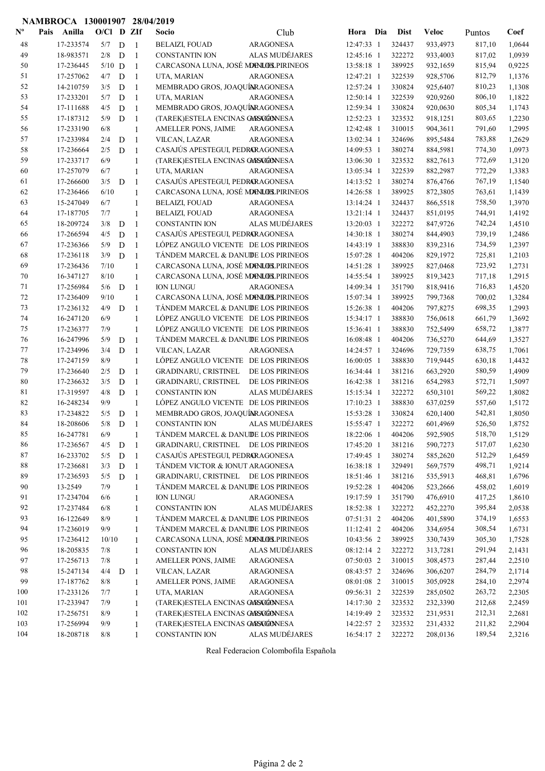**NAMBROCA 130001907 28/04/2019**

| Nº | Pais | Anilla | O/Cl | D | ZIf | Socio | Club | Hora | Dia | Dist | Veloc | Puntos | Coef |
|---|---|---|---|---|---|---|---|---|---|---|---|---|---|
| 48 | | 17-233574 | 5/7 | D | 1 | BELAIZI, FOUAD | ARAGONESA | 12:47:33 | 1 | 324437 | 933,4973 | 817,10 | 1,0644 |
| 49 | | 18-983571 | 2/8 | D | 1 | CONSTANTIN ION | ALAS MUDÉJARES | 12:45:16 | 1 | 322272 | 933,4003 | 817,02 | 1,0939 |
| 50 | | 17-236445 | 5/10 | D | 1 | CARCASONA LUNA, JOSÉ MANUEL | DE LOS PIRINEOS | 13:58:18 | 1 | 389925 | 932,1659 | 815,94 | 0,9225 |
| 51 | | 17-257062 | 4/7 | D | 1 | UTA, MARIAN | ARAGONESA | 12:47:21 | 1 | 322539 | 928,5706 | 812,79 | 1,1376 |
| 52 | | 14-210759 | 3/5 | D | 1 | MEMBRADO GROS, JOAQUÍN | ARAGONESA | 12:57:24 | 1 | 330824 | 925,6407 | 810,23 | 1,1308 |
| 53 | | 17-233201 | 5/7 | D | 1 | UTA, MARIAN | ARAGONESA | 12:50:14 | 1 | 322539 | 920,9260 | 806,10 | 1,1822 |
| 54 | | 17-111688 | 4/5 | D | 1 | MEMBRADO GROS, JOAQUÍN | ARAGONESA | 12:59:34 | 1 | 330824 | 920,0630 | 805,34 | 1,1743 |
| 55 | | 17-187312 | 5/9 | D | 1 | (TAREK)ESTELA ENCINAS GASCÓN | ARAGONESA | 12:52:23 | 1 | 323532 | 918,1251 | 803,65 | 1,2230 |
| 56 | | 17-233190 | 6/8 | | 1 | AMELLER PONS, JAIME | ARAGONESA | 12:42:48 | 1 | 310015 | 904,3611 | 791,60 | 1,2995 |
| 57 | | 17-233984 | 2/4 | D | 1 | VILCAN, LAZAR | ARAGONESA | 13:02:34 | 1 | 324696 | 895,5484 | 783,88 | 1,2629 |
| 58 | | 17-236664 | 2/5 | D | 1 | CASAJÚS APESTEGUI, PEDRO | ARAGONESA | 14:09:53 | 1 | 380274 | 884,5981 | 774,30 | 1,0973 |
| 59 | | 17-233717 | 6/9 | | 1 | (TAREK)ESTELA ENCINAS GASCÓN | ARAGONESA | 13:06:30 | 1 | 323532 | 882,7613 | 772,69 | 1,3120 |
| 60 | | 17-257079 | 6/7 | | 1 | UTA, MARIAN | ARAGONESA | 13:05:34 | 1 | 322539 | 882,2987 | 772,29 | 1,3383 |
| 61 | | 17-266600 | 3/5 | D | 1 | CASAJÚS APESTEGUI, PEDRO | ARAGONESA | 14:13:52 | 1 | 380274 | 876,4766 | 767,19 | 1,1540 |
| 62 | | 17-236466 | 6/10 | | 1 | CARCASONA LUNA, JOSÉ MANUEL | DE LOS PIRINEOS | 14:26:58 | 1 | 389925 | 872,3805 | 763,61 | 1,1439 |
| 63 | | 15-247049 | 6/7 | | 1 | BELAIZI, FOUAD | ARAGONESA | 13:14:24 | 1 | 324437 | 866,5518 | 758,50 | 1,3970 |
| 64 | | 17-187705 | 7/7 | | 1 | BELAIZI, FOUAD | ARAGONESA | 13:21:14 | 1 | 324437 | 851,0195 | 744,91 | 1,4192 |
| 65 | | 18-209724 | 3/8 | D | 1 | CONSTANTIN ION | ALAS MUDÉJARES | 13:20:03 | 1 | 322272 | 847,9726 | 742,24 | 1,4510 |
| 66 | | 17-266594 | 4/5 | D | 1 | CASAJÚS APESTEGUI, PEDRO | ARAGONESA | 14:30:18 | 1 | 380274 | 844,4903 | 739,19 | 1,2486 |
| 67 | | 17-236366 | 5/9 | D | 1 | LÓPEZ ANGULO VICENTE | DE LOS PIRINEOS | 14:43:19 | 1 | 388830 | 839,2316 | 734,59 | 1,2397 |
| 68 | | 17-236118 | 3/9 | D | 1 | TÁNDEM MARCEL & DANUT | DE LOS PIRINEOS | 15:07:28 | 1 | 404206 | 829,1972 | 725,81 | 1,2103 |
| 69 | | 17-236436 | 7/10 | | 1 | CARCASONA LUNA, JOSÉ MANUEL | DE LOS PIRINEOS | 14:51:28 | 1 | 389925 | 827,0468 | 723,92 | 1,2731 |
| 70 | | 16-347127 | 8/10 | | 1 | CARCASONA LUNA, JOSÉ MANUEL | DE LOS PIRINEOS | 14:55:54 | 1 | 389925 | 819,3423 | 717,18 | 1,2915 |
| 71 | | 17-256984 | 5/6 | D | 1 | ION LUNGU | ARAGONESA | 14:09:34 | 1 | 351790 | 818,9416 | 716,83 | 1,4520 |
| 72 | | 17-236409 | 9/10 | | 1 | CARCASONA LUNA, JOSÉ MANUEL | DE LOS PIRINEOS | 15:07:34 | 1 | 389925 | 799,7368 | 700,02 | 1,3284 |
| 73 | | 17-236132 | 4/9 | D | 1 | TÁNDEM MARCEL & DANUT | DE LOS PIRINEOS | 15:26:38 | 1 | 404206 | 797,8275 | 698,35 | 1,2993 |
| 74 | | 16-247120 | 6/9 | | 1 | LÓPEZ ANGULO VICENTE | DE LOS PIRINEOS | 15:34:17 | 1 | 388830 | 756,0618 | 661,79 | 1,3692 |
| 75 | | 17-236377 | 7/9 | | 1 | LÓPEZ ANGULO VICENTE | DE LOS PIRINEOS | 15:36:41 | 1 | 388830 | 752,5499 | 658,72 | 1,3877 |
| 76 | | 16-247996 | 5/9 | D | 1 | TÁNDEM MARCEL & DANUT | DE LOS PIRINEOS | 16:08:48 | 1 | 404206 | 736,5270 | 644,69 | 1,3527 |
| 77 | | 17-234996 | 3/4 | D | 1 | VILCAN, LAZAR | ARAGONESA | 14:24:57 | 1 | 324696 | 729,7359 | 638,75 | 1,7061 |
| 78 | | 17-247159 | 8/9 | | 1 | LÓPEZ ANGULO VICENTE | DE LOS PIRINEOS | 16:00:05 | 1 | 388830 | 719,9445 | 630,18 | 1,4432 |
| 79 | | 17-236640 | 2/5 | D | 1 | GRADINARU, CRISTINEL | DE LOS PIRINEOS | 16:34:44 | 1 | 381216 | 663,2920 | 580,59 | 1,4909 |
| 80 | | 17-236632 | 3/5 | D | 1 | GRADINARU, CRISTINEL | DE LOS PIRINEOS | 16:42:38 | 1 | 381216 | 654,2983 | 572,71 | 1,5097 |
| 81 | | 17-319597 | 4/8 | D | 1 | CONSTANTIN ION | ALAS MUDÉJARES | 15:15:34 | 1 | 322272 | 650,3101 | 569,22 | 1,8082 |
| 82 | | 16-248234 | 9/9 | | 1 | LÓPEZ ANGULO VICENTE | DE LOS PIRINEOS | 17:10:23 | 1 | 388830 | 637,0259 | 557,60 | 1,5172 |
| 83 | | 17-234822 | 5/5 | D | 1 | MEMBRADO GROS, JOAQUÍN | ARAGONESA | 15:53:28 | 1 | 330824 | 620,1400 | 542,81 | 1,8050 |
| 84 | | 18-208606 | 5/8 | D | 1 | CONSTANTIN ION | ALAS MUDÉJARES | 15:55:47 | 1 | 322272 | 601,4969 | 526,50 | 1,8752 |
| 85 | | 16-247781 | 6/9 | | 1 | TÁNDEM MARCEL & DANUT | DE LOS PIRINEOS | 18:22:06 | 1 | 404206 | 592,5905 | 518,70 | 1,5129 |
| 86 | | 17-236567 | 4/5 | D | 1 | GRADINARU, CRISTINEL | DE LOS PIRINEOS | 17:45:20 | 1 | 381216 | 590,7273 | 517,07 | 1,6230 |
| 87 | | 16-233702 | 5/5 | D | 1 | CASAJÚS APESTEGUI, PEDRO | ARAGONESA | 17:49:45 | 1 | 380274 | 585,2620 | 512,29 | 1,6459 |
| 88 | | 17-236681 | 3/3 | D | 1 | TÁNDEM VICTOR & IONUT | ARAGONESA | 16:38:18 | 1 | 329491 | 569,7579 | 498,71 | 1,9214 |
| 89 | | 17-236593 | 5/5 | D | 1 | GRADINARU, CRISTINEL | DE LOS PIRINEOS | 18:51:46 | 1 | 381216 | 535,5913 | 468,81 | 1,6796 |
| 90 | | 13-2549 | 7/9 | | 1 | TÁNDEM MARCEL & DANUT | DE LOS PIRINEOS | 19:52:28 | 1 | 404206 | 523,2666 | 458,02 | 1,6019 |
| 91 | | 17-234704 | 6/6 | | 1 | ION LUNGU | ARAGONESA | 19:17:59 | 1 | 351790 | 476,6910 | 417,25 | 1,8610 |
| 92 | | 17-237484 | 6/8 | | 1 | CONSTANTIN ION | ALAS MUDÉJARES | 18:52:38 | 1 | 322272 | 452,2270 | 395,84 | 2,0538 |
| 93 | | 16-122649 | 8/9 | | 1 | TÁNDEM MARCEL & DANUT | DE LOS PIRINEOS | 07:51:31 | 2 | 404206 | 401,5890 | 374,19 | 1,6553 |
| 94 | | 17-236019 | 9/9 | | 1 | TÁNDEM MARCEL & DANUT | DE LOS PIRINEOS | 11:12:41 | 2 | 404206 | 334,6954 | 308,54 | 1,6731 |
| 95 | | 17-236412 | 10/10 | | 1 | CARCASONA LUNA, JOSÉ MANUEL | DE LOS PIRINEOS | 10:43:56 | 2 | 389925 | 330,7439 | 305,30 | 1,7528 |
| 96 | | 18-205835 | 7/8 | | 1 | CONSTANTIN ION | ALAS MUDÉJARES | 08:12:14 | 2 | 322272 | 313,7281 | 291,94 | 2,1431 |
| 97 | | 17-256713 | 7/8 | | 1 | AMELLER PONS, JAIME | ARAGONESA | 07:50:03 | 2 | 310015 | 308,4573 | 287,44 | 2,2510 |
| 98 | | 15-247134 | 4/4 | D | 1 | VILCAN, LAZAR | ARAGONESA | 08:43:57 | 2 | 324696 | 306,6207 | 284,79 | 2,1714 |
| 99 | | 17-187762 | 8/8 | | 1 | AMELLER PONS, JAIME | ARAGONESA | 08:01:08 | 2 | 310015 | 305,0928 | 284,10 | 2,2974 |
| 100 | | 17-233126 | 7/7 | | 1 | UTA, MARIAN | ARAGONESA | 09:56:31 | 2 | 322539 | 285,0502 | 263,72 | 2,2305 |
| 101 | | 17-233947 | 7/9 | | 1 | (TAREK)ESTELA ENCINAS GASCÓN | ARAGONESA | 14:17:30 | 2 | 323532 | 232,3390 | 212,68 | 2,2459 |
| 102 | | 17-256751 | 8/9 | | 1 | (TAREK)ESTELA ENCINAS GASCÓN | ARAGONESA | 14:19:49 | 2 | 323532 | 231,9531 | 212,31 | 2,2681 |
| 103 | | 17-256994 | 9/9 | | 1 | (TAREK)ESTELA ENCINAS GASCÓN | ARAGONESA | 14:22:57 | 2 | 323532 | 231,4332 | 211,82 | 2,2904 |
| 104 | | 18-208718 | 8/8 | | 1 | CONSTANTIN ION | ALAS MUDÉJARES | 16:54:17 | 2 | 322272 | 208,0136 | 189,54 | 2,3216 |

Real Federacion Colombofila Española